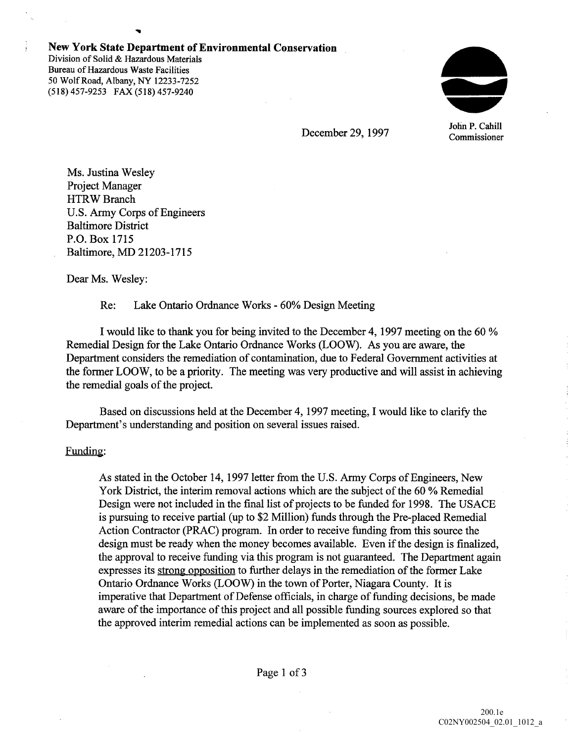**New York State Department of Environmental Conservation**
Division of Solid & Hazardous Materials
Bureau of Hazardous Waste Facilities
50 Wolf Road, Albany, NY 12233-7252
(518) 457-9253 FAX (518) 457-9240

John P. Cahill
Commissioner

December 29, 1997

Ms. Justina Wesley
Project Manager
HTRW Branch
U.S. Army Corps of Engineers
Baltimore District
P.O. Box 1715
Baltimore, MD 21203-1715

Dear Ms. Wesley:

Re: Lake Ontario Ordnance Works - 60% Design Meeting

I would like to thank you for being invited to the December 4, 1997 meeting on the 60 % Remedial Design for the Lake Ontario Ordnance Works (LOOW). As you are aware, the Department considers the remediation of contamination, due to Federal Government activities at the former LOOW, to be a priority. The meeting was very productive and will assist in achieving the remedial goals of the project.

Based on discussions held at the December 4, 1997 meeting, I would like to clarify the Department's understanding and position on several issues raised.

Funding:

As stated in the October 14, 1997 letter from the U.S. Army Corps of Engineers, New York District, the interim removal actions which are the subject of the 60 % Remedial Design were not included in the final list of projects to be funded for 1998. The USACE is pursuing to receive partial (up to $2 Million) funds through the Pre-placed Remedial Action Contractor (PRAC) program. In order to receive funding from this source the design must be ready when the money becomes available. Even if the design is finalized, the approval to receive funding via this program is not guaranteed. The Department again expresses its strong opposition to further delays in the remediation of the former Lake Ontario Ordnance Works (LOOW) in the town of Porter, Niagara County. It is imperative that Department of Defense officials, in charge of funding decisions, be made aware of the importance of this project and all possible funding sources explored so that the approved interim remedial actions can be implemented as soon as possible.

200.1e
C02NY002504_02.01_1012_a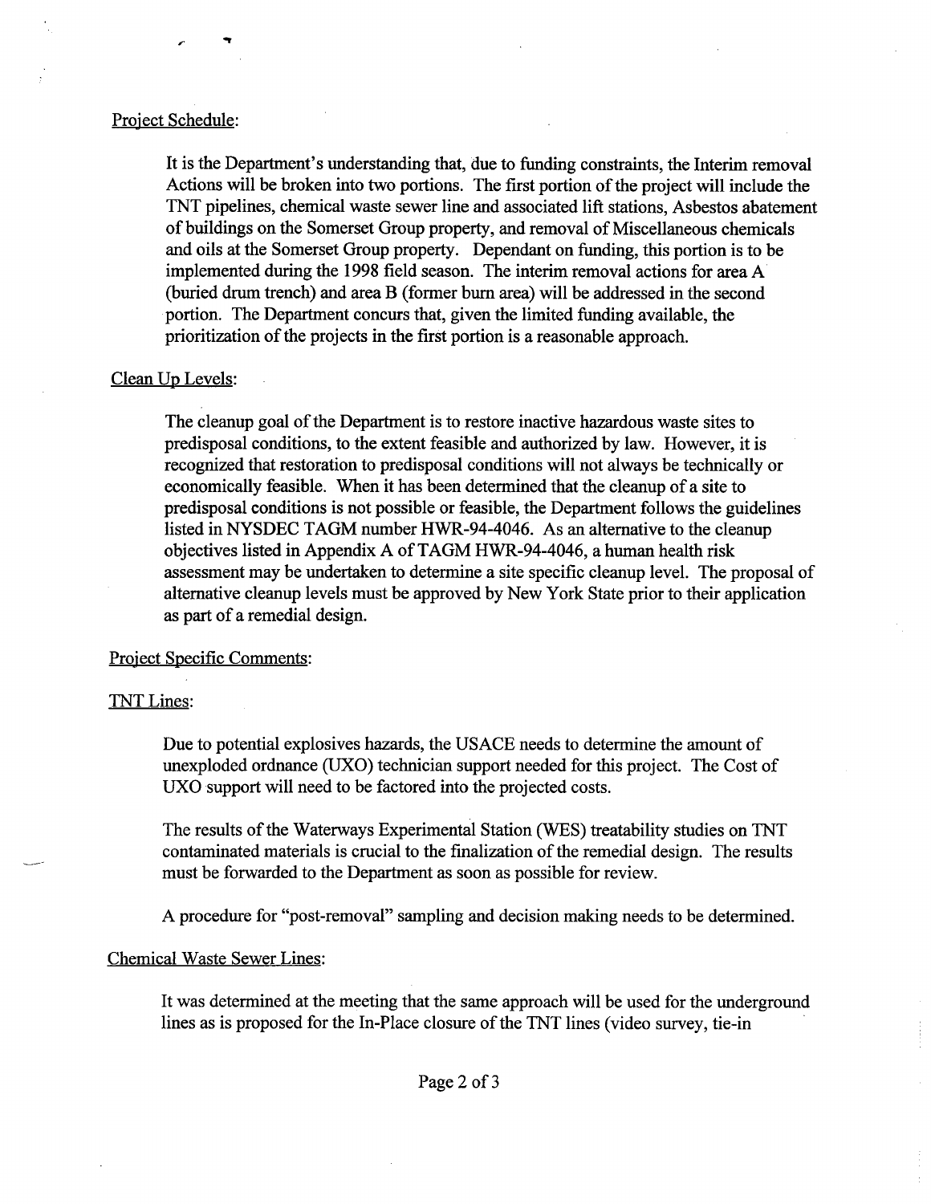Project Schedule:

It is the Department's understanding that, due to funding constraints, the Interim removal Actions will be broken into two portions. The first portion of the project will include the TNT pipelines, chemical waste sewer line and associated lift stations, Asbestos abatement of buildings on the Somerset Group property, and removal of Miscellaneous chemicals and oils at the Somerset Group property. Dependant on funding, this portion is to be implemented during the 1998 field season. The interim removal actions for area A (buried drum trench) and area B (former burn area) will be addressed in the second portion. The Department concurs that, given the limited funding available, the prioritization of the projects in the first portion is a reasonable approach.

Clean Up Levels:

The cleanup goal of the Department is to restore inactive hazardous waste sites to predisposal conditions, to the extent feasible and authorized by law. However, it is recognized that restoration to predisposal conditions will not always be technically or economically feasible. When it has been determined that the cleanup of a site to predisposal conditions is not possible or feasible, the Department follows the guidelines listed in NYSDEC TAGM number HWR-94-4046. As an alternative to the cleanup objectives listed in Appendix A of TAGM HWR-94-4046, a human health risk assessment may be undertaken to determine a site specific cleanup level. The proposal of alternative cleanup levels must be approved by New York State prior to their application as part of a remedial design.

Project Specific Comments:

TNT Lines:

Due to potential explosives hazards, the USACE needs to determine the amount of unexploded ordnance (UXO) technician support needed for this project. The Cost of UXO support will need to be factored into the projected costs.

The results of the Waterways Experimental Station (WES) treatability studies on TNT contaminated materials is crucial to the finalization of the remedial design. The results must be forwarded to the Department as soon as possible for review.

A procedure for "post-removal" sampling and decision making needs to be determined.

Chemical Waste Sewer Lines:

It was determined at the meeting that the same approach will be used for the underground lines as is proposed for the In-Place closure of the TNT lines (video survey, tie-in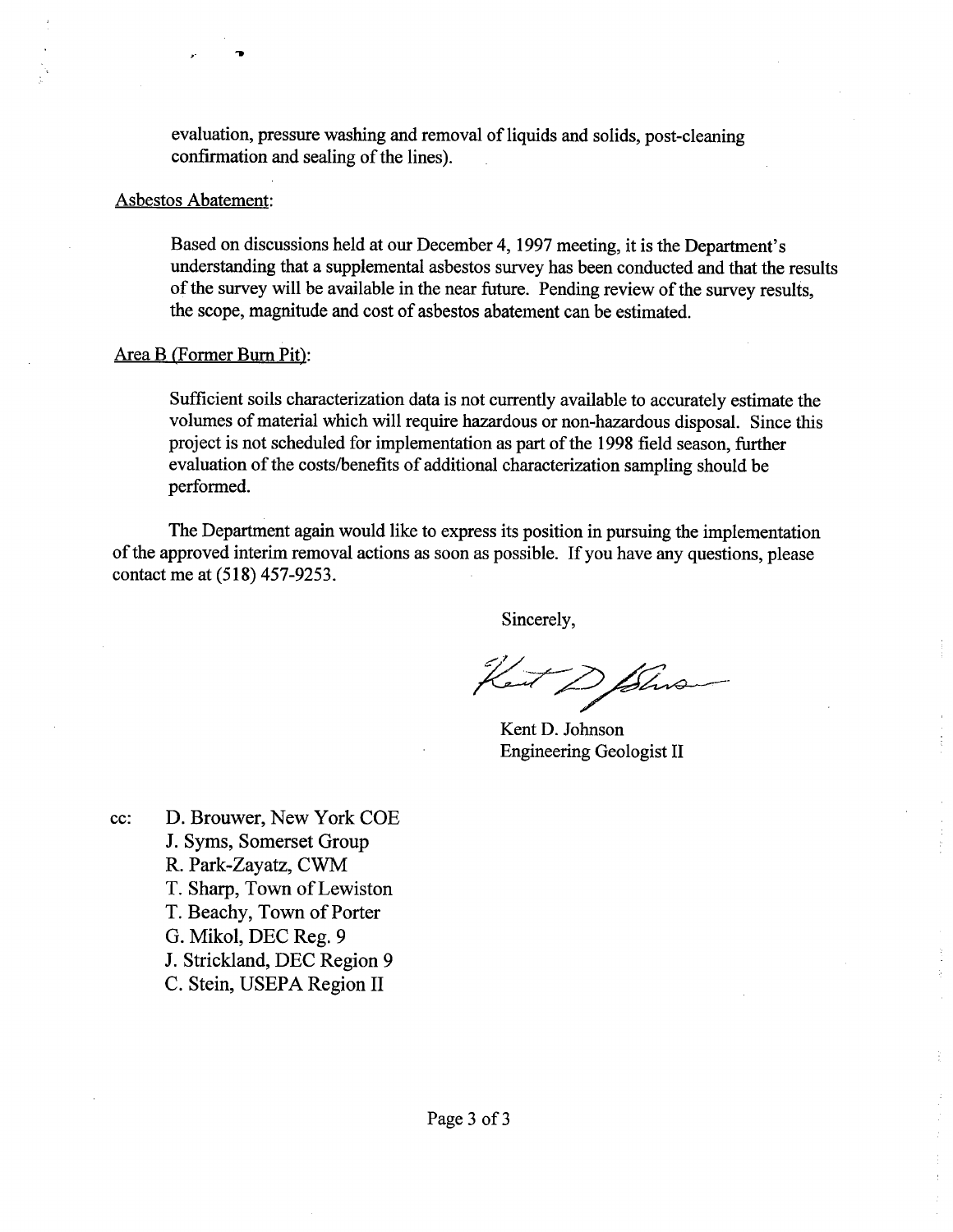evaluation, pressure washing and removal of liquids and solids, post-cleaning confirmation and sealing of the lines).

Asbestos Abatement:

Based on discussions held at our December 4, 1997 meeting, it is the Department's understanding that a supplemental asbestos survey has been conducted and that the results of the survey will be available in the near future. Pending review of the survey results, the scope, magnitude and cost of asbestos abatement can be estimated.

Area B (Former Burn Pit):

Sufficient soils characterization data is not currently available to accurately estimate the volumes of material which will require hazardous or non-hazardous disposal. Since this project is not scheduled for implementation as part of the 1998 field season, further evaluation of the costs/benefits of additional characterization sampling should be performed.

The Department again would like to express its position in pursuing the implementation of the approved interim removal actions as soon as possible. If you have any questions, please contact me at (518) 457-9253.

Sincerely,

Kent D. Johnson
Engineering Geologist II

cc: D. Brouwer, New York COE
J. Syms, Somerset Group
R. Park-Zayatz, CWM
T. Sharp, Town of Lewiston
T. Beachy, Town of Porter
G. Mikol, DEC Reg. 9
J. Strickland, DEC Region 9
C. Stein, USEPA Region II